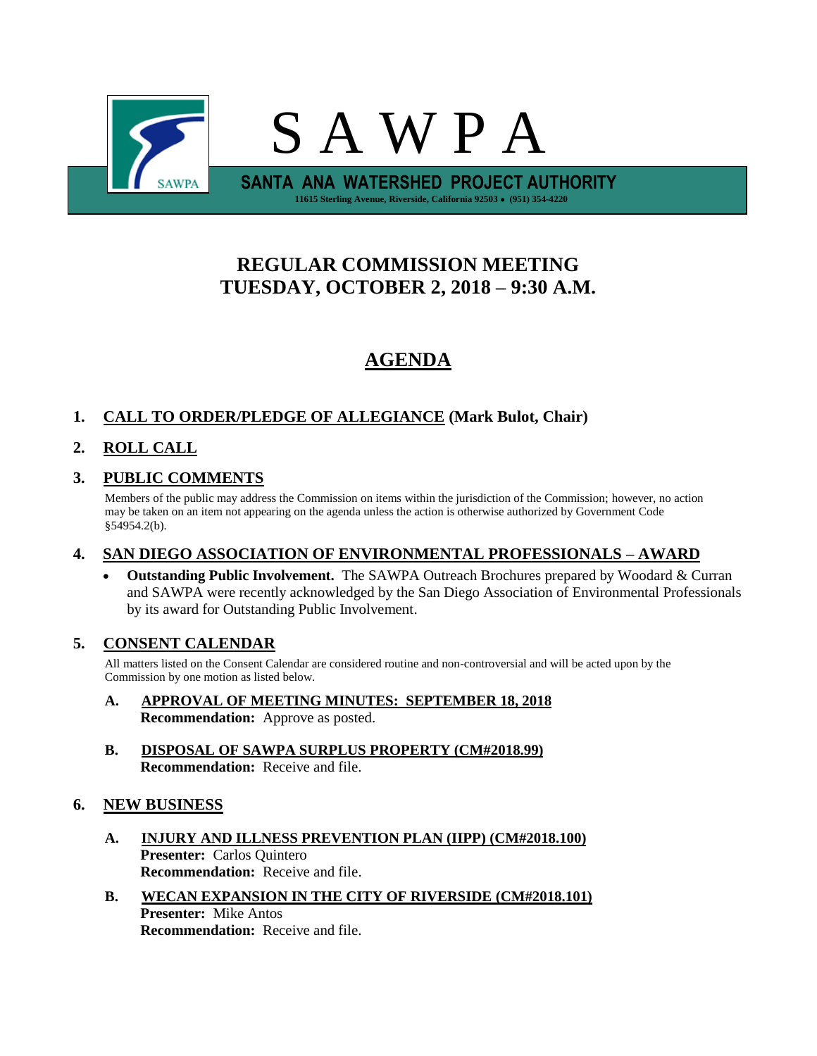# S A W P A

**SANTA ANA WATERSHED PROJECT AUTHORITY**

11615 Sterling Avenue, Riverside, California 92503 • (951) 354-4220

## REGULAR COMMISSION MEETING
## TUESDAY, OCTOBER 2, 2018 – 9:30 A.M.

## AGENDA

**1. CALL TO ORDER/PLEDGE OF ALLEGIANCE (Mark Bulot, Chair)**

**2. ROLL CALL**

**3. PUBLIC COMMENTS**

Members of the public may address the Commission on items within the jurisdiction of the Commission; however, no action may be taken on an item not appearing on the agenda unless the action is otherwise authorized by Government Code §54954.2(b).

**4. SAN DIEGO ASSOCIATION OF ENVIRONMENTAL PROFESSIONALS – AWARD**

- **Outstanding Public Involvement.** The SAWPA Outreach Brochures prepared by Woodard & Curran and SAWPA were recently acknowledged by the San Diego Association of Environmental Professionals by its award for Outstanding Public Involvement.

**5. CONSENT CALENDAR**

All matters listed on the Consent Calendar are considered routine and non-controversial and will be acted upon by the Commission by one motion as listed below.

**A. APPROVAL OF MEETING MINUTES: SEPTEMBER 18, 2018**
**Recommendation:** Approve as posted.

**B. DISPOSAL OF SAWPA SURPLUS PROPERTY (CM#2018.99)**
**Recommendation:** Receive and file.

**6. NEW BUSINESS**

**A. INJURY AND ILLNESS PREVENTION PLAN (IIPP) (CM#2018.100)**
**Presenter:** Carlos Quintero
**Recommendation:** Receive and file.

**B. WECAN EXPANSION IN THE CITY OF RIVERSIDE (CM#2018.101)**
**Presenter:** Mike Antos
**Recommendation:** Receive and file.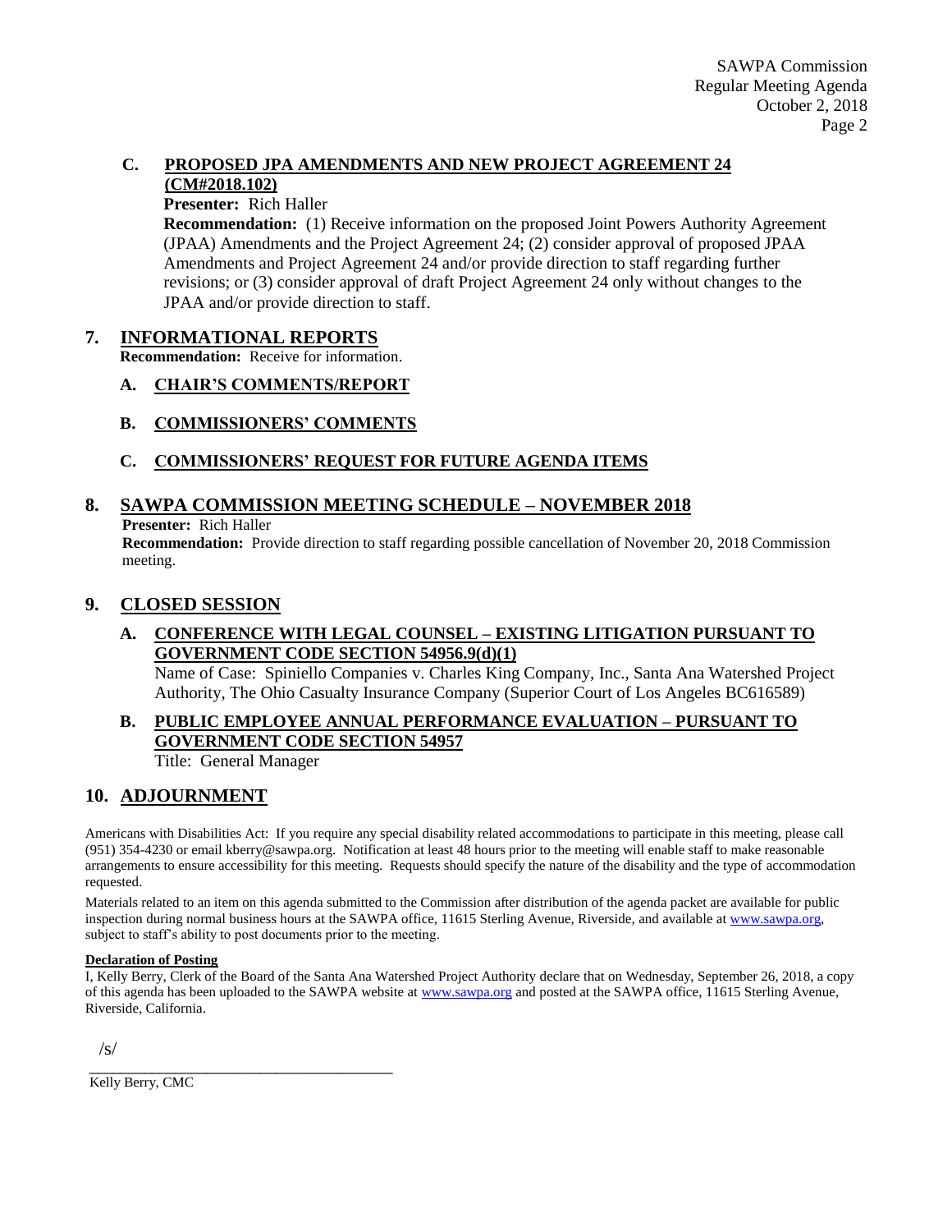**C. PROPOSED JPA AMENDMENTS AND NEW PROJECT AGREEMENT 24 (CM#2018.102)**

**Presenter:** Rich Haller

**Recommendation:** (1) Receive information on the proposed Joint Powers Authority Agreement (JPAA) Amendments and the Project Agreement 24; (2) consider approval of proposed JPAA Amendments and Project Agreement 24 and/or provide direction to staff regarding further revisions; or (3) consider approval of draft Project Agreement 24 only without changes to the JPAA and/or provide direction to staff.

## 7. INFORMATIONAL REPORTS

**Recommendation:** Receive for information.

**A. CHAIR'S COMMENTS/REPORT**

**B. COMMISSIONERS' COMMENTS**

**C. COMMISSIONERS' REQUEST FOR FUTURE AGENDA ITEMS**

## 8. SAWPA COMMISSION MEETING SCHEDULE – NOVEMBER 2018

**Presenter:** Rich Haller

**Recommendation:** Provide direction to staff regarding possible cancellation of November 20, 2018 Commission meeting.

## 9. CLOSED SESSION

**A. CONFERENCE WITH LEGAL COUNSEL – EXISTING LITIGATION PURSUANT TO GOVERNMENT CODE SECTION 54956.9(d)(1)**

Name of Case: Spiniello Companies v. Charles King Company, Inc., Santa Ana Watershed Project Authority, The Ohio Casualty Insurance Company (Superior Court of Los Angeles BC616589)

**B. PUBLIC EMPLOYEE ANNUAL PERFORMANCE EVALUATION – PURSUANT TO GOVERNMENT CODE SECTION 54957**

Title: General Manager

## 10. ADJOURNMENT

Americans with Disabilities Act: If you require any special disability related accommodations to participate in this meeting, please call (951) 354-4230 or email kberry@sawpa.org. Notification at least 48 hours prior to the meeting will enable staff to make reasonable arrangements to ensure accessibility for this meeting. Requests should specify the nature of the disability and the type of accommodation requested.

Materials related to an item on this agenda submitted to the Commission after distribution of the agenda packet are available for public inspection during normal business hours at the SAWPA office, 11615 Sterling Avenue, Riverside, and available at www.sawpa.org, subject to staff's ability to post documents prior to the meeting.

**Declaration of Posting**

I, Kelly Berry, Clerk of the Board of the Santa Ana Watershed Project Authority declare that on Wednesday, September 26, 2018, a copy of this agenda has been uploaded to the SAWPA website at www.sawpa.org and posted at the SAWPA office, 11615 Sterling Avenue, Riverside, California.

/s/

_______________________________________

Kelly Berry, CMC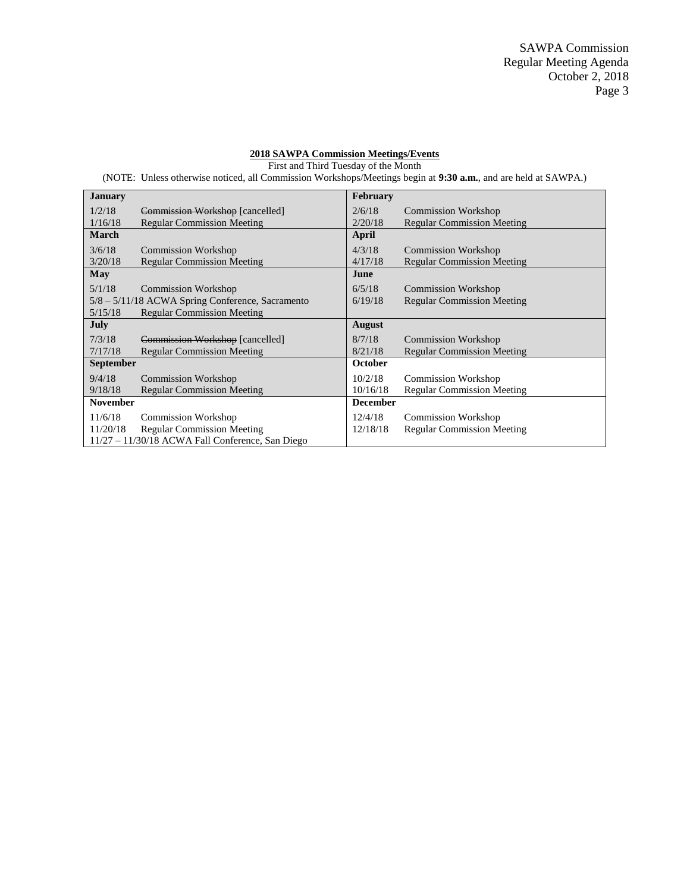**2018 SAWPA Commission Meetings/Events**

First and Third Tuesday of the Month

(NOTE: Unless otherwise noticed, all Commission Workshops/Meetings begin at **9:30 a.m.**, and are held at SAWPA.)

| | |
|---|---|
| **January** | **February** |
| 1/2/18 ~~Commission Workshop~~ [cancelled]<br>1/16/18 Regular Commission Meeting | 2/6/18 Commission Workshop<br>2/20/18 Regular Commission Meeting |
| **March** | **April** |
| 3/6/18 Commission Workshop<br>3/20/18 Regular Commission Meeting | 4/3/18 Commission Workshop<br>4/17/18 Regular Commission Meeting |
| **May** | **June** |
| 5/1/18 Commission Workshop<br>5/8 – 5/11/18 ACWA Spring Conference, Sacramento<br>5/15/18 Regular Commission Meeting | 6/5/18 Commission Workshop<br>6/19/18 Regular Commission Meeting |
| **July** | **August** |
| 7/3/18 ~~Commission Workshop~~ [cancelled]<br>7/17/18 Regular Commission Meeting | 8/7/18 Commission Workshop<br>8/21/18 Regular Commission Meeting |
| **September** | **October** |
| 9/4/18 Commission Workshop<br>9/18/18 Regular Commission Meeting | 10/2/18 Commission Workshop<br>10/16/18 Regular Commission Meeting |
| **November** | **December** |
| 11/6/18 Commission Workshop<br>11/20/18 Regular Commission Meeting<br>11/27 – 11/30/18 ACWA Fall Conference, San Diego | 12/4/18 Commission Workshop<br>12/18/18 Regular Commission Meeting |